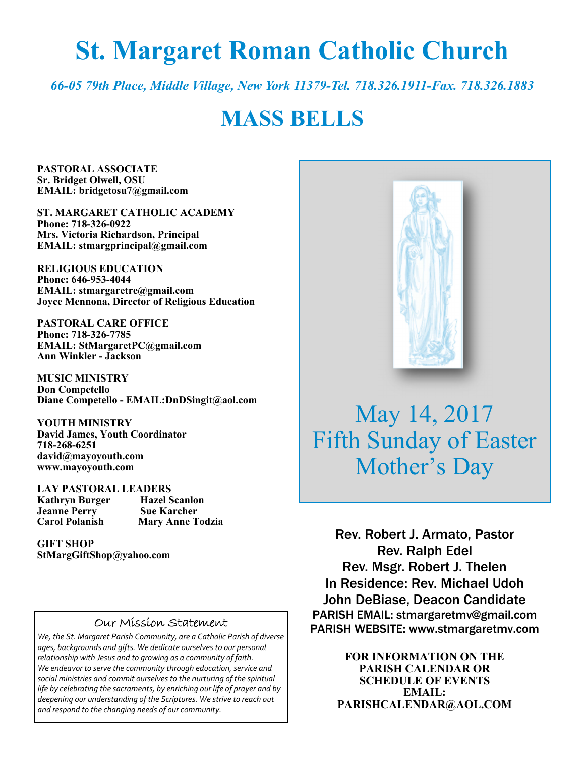# St. Margaret Roman Catholic Church

*66-05 79th Place, Middle Village, New York 11379-Tel. 718.326.1911-Fax. 718.326.1883*

# MASS BELLS

**PASTORAL ASSOCIATE**
**Sr. Bridget Olwell, OSU**
**EMAIL: bridgetosu7@gmail.com**

**ST. MARGARET CATHOLIC ACADEMY**
**Phone: 718-326-0922**
**Mrs. Victoria Richardson, Principal**
**EMAIL: stmargprincipal@gmail.com**

**RELIGIOUS EDUCATION**
**Phone: 646-953-4044**
**EMAIL: stmargaretre@gmail.com**
**Joyce Mennona, Director of Religious Education**

**PASTORAL CARE OFFICE**
**Phone: 718-326-7785**
**EMAIL: StMargaretPC@gmail.com**
**Ann Winkler - Jackson**

**MUSIC MINISTRY**
**Don Competello**
**Diane Competello - EMAIL:DnDSingit@aol.com**

**YOUTH MINISTRY**
**David James, Youth Coordinator**
**718-268-6251**
**david@mayoyouth.com**
**www.mayoyouth.com**

**LAY PASTORAL LEADERS**

| | |
|---|---|
| **Kathryn Burger** | **Hazel Scanlon** |
| **Jeanne Perry** | **Sue Karcher** |
| **Carol Polanish** | **Mary Anne Todzia** |

**GIFT SHOP**
**StMargGiftShop@yahoo.com**

## Our Mission Statement

*We, the St. Margaret Parish Community, are a Catholic Parish of diverse ages, backgrounds and gifts. We dedicate ourselves to our personal relationship with Jesus and to growing as a community of faith. We endeavor to serve the community through education, service and social ministries and commit ourselves to the nurturing of the spiritual life by celebrating the sacraments, by enriching our life of prayer and by deepening our understanding of the Scriptures. We strive to reach out and respond to the changing needs of our community.*

## May 14, 2017
## Fifth Sunday of Easter
## Mother's Day

Rev. Robert J. Armato, Pastor
Rev. Ralph Edel
Rev. Msgr. Robert J. Thelen
In Residence: Rev. Michael Udoh
John DeBiase, Deacon Candidate
PARISH EMAIL: stmargaretmv@gmail.com
PARISH WEBSITE: www.stmargaretmv.com

**FOR INFORMATION ON THE PARISH CALENDAR OR SCHEDULE OF EVENTS EMAIL: PARISHCALENDAR@AOL.COM**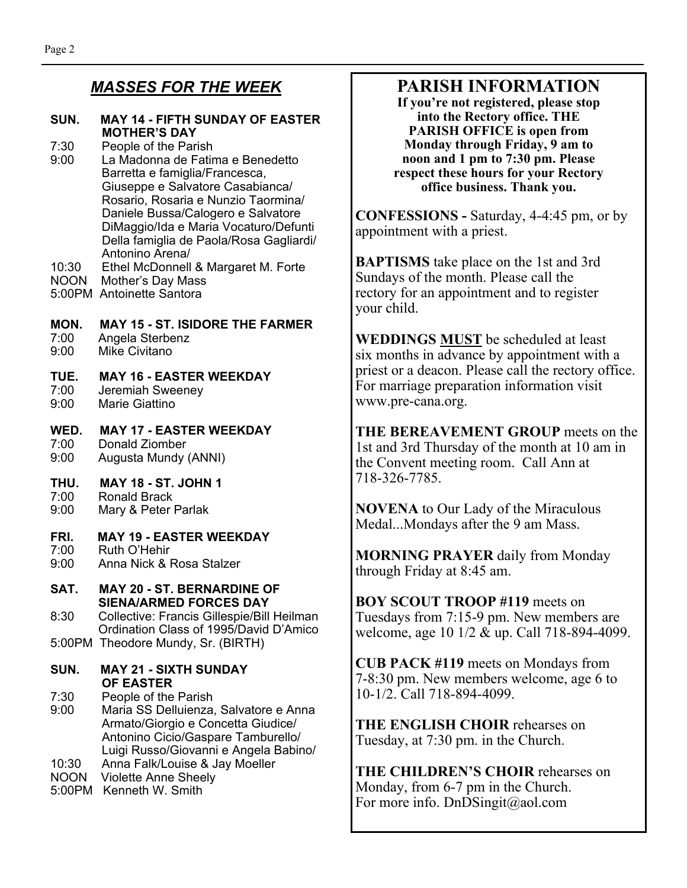## *MASSES FOR THE WEEK*

**SUN. MAY 14 - FIFTH SUNDAY OF EASTER MOTHER'S DAY**

7:30 People of the Parish
9:00 La Madonna de Fatima e Benedetto Barretta e famiglia/Francesca, Giuseppe e Salvatore Casabianca/ Rosario, Rosaria e Nunzio Taormina/ Daniele Bussa/Calogero e Salvatore DiMaggio/Ida e Maria Vocaturo/Defunti Della famiglia de Paola/Rosa Gagliardi/ Antonino Arena/
10:30 Ethel McDonnell & Margaret M. Forte
NOON Mother's Day Mass
5:00PM Antoinette Santora

**MON. MAY 15 - ST. ISIDORE THE FARMER**

7:00 Angela Sterbenz
9:00 Mike Civitano

**TUE. MAY 16 - EASTER WEEKDAY**

7:00 Jeremiah Sweeney
9:00 Marie Giattino

**WED. MAY 17 - EASTER WEEKDAY**

7:00 Donald Ziomber
9:00 Augusta Mundy (ANNI)

**THU. MAY 18 - ST. JOHN 1**

7:00 Ronald Brack
9:00 Mary & Peter Parlak

**FRI. MAY 19 - EASTER WEEKDAY**

7:00 Ruth O'Hehir
9:00 Anna Nick & Rosa Stalzer

**SAT. MAY 20 - ST. BERNARDINE OF SIENA/ARMED FORCES DAY**

8:30 Collective: Francis Gillespie/Bill Heilman Ordination Class of 1995/David D'Amico
5:00PM Theodore Mundy, Sr. (BIRTH)

**SUN. MAY 21 - SIXTH SUNDAY OF EASTER**

7:30 People of the Parish
9:00 Maria SS Delluienza, Salvatore e Anna Armato/Giorgio e Concetta Giudice/ Antonino Cicio/Gaspare Tamburello/ Luigi Russo/Giovanni e Angela Babino/
10:30 Anna Falk/Louise & Jay Moeller
NOON Violette Anne Sheely
5:00PM Kenneth W. Smith

## PARISH INFORMATION

**If you're not registered, please stop into the Rectory office. THE PARISH OFFICE is open from Monday through Friday, 9 am to noon and 1 pm to 7:30 pm. Please respect these hours for your Rectory office business. Thank you.**

**CONFESSIONS -** Saturday, 4-4:45 pm, or by appointment with a priest.

**BAPTISMS** take place on the 1st and 3rd Sundays of the month. Please call the rectory for an appointment and to register your child.

**WEDDINGS MUST** be scheduled at least six months in advance by appointment with a priest or a deacon. Please call the rectory office. For marriage preparation information visit www.pre-cana.org.

**THE BEREAVEMENT GROUP** meets on the 1st and 3rd Thursday of the month at 10 am in the Convent meeting room. Call Ann at 718-326-7785.

**NOVENA** to Our Lady of the Miraculous Medal...Mondays after the 9 am Mass.

**MORNING PRAYER** daily from Monday through Friday at 8:45 am.

**BOY SCOUT TROOP #119** meets on Tuesdays from 7:15-9 pm. New members are welcome, age 10 1/2 & up. Call 718-894-4099.

**CUB PACK #119** meets on Mondays from 7-8:30 pm. New members welcome, age 6 to 10-1/2. Call 718-894-4099.

**THE ENGLISH CHOIR** rehearses on Tuesday, at 7:30 pm. in the Church.

**THE CHILDREN'S CHOIR** rehearses on Monday, from 6-7 pm in the Church. For more info. DnDSingit@aol.com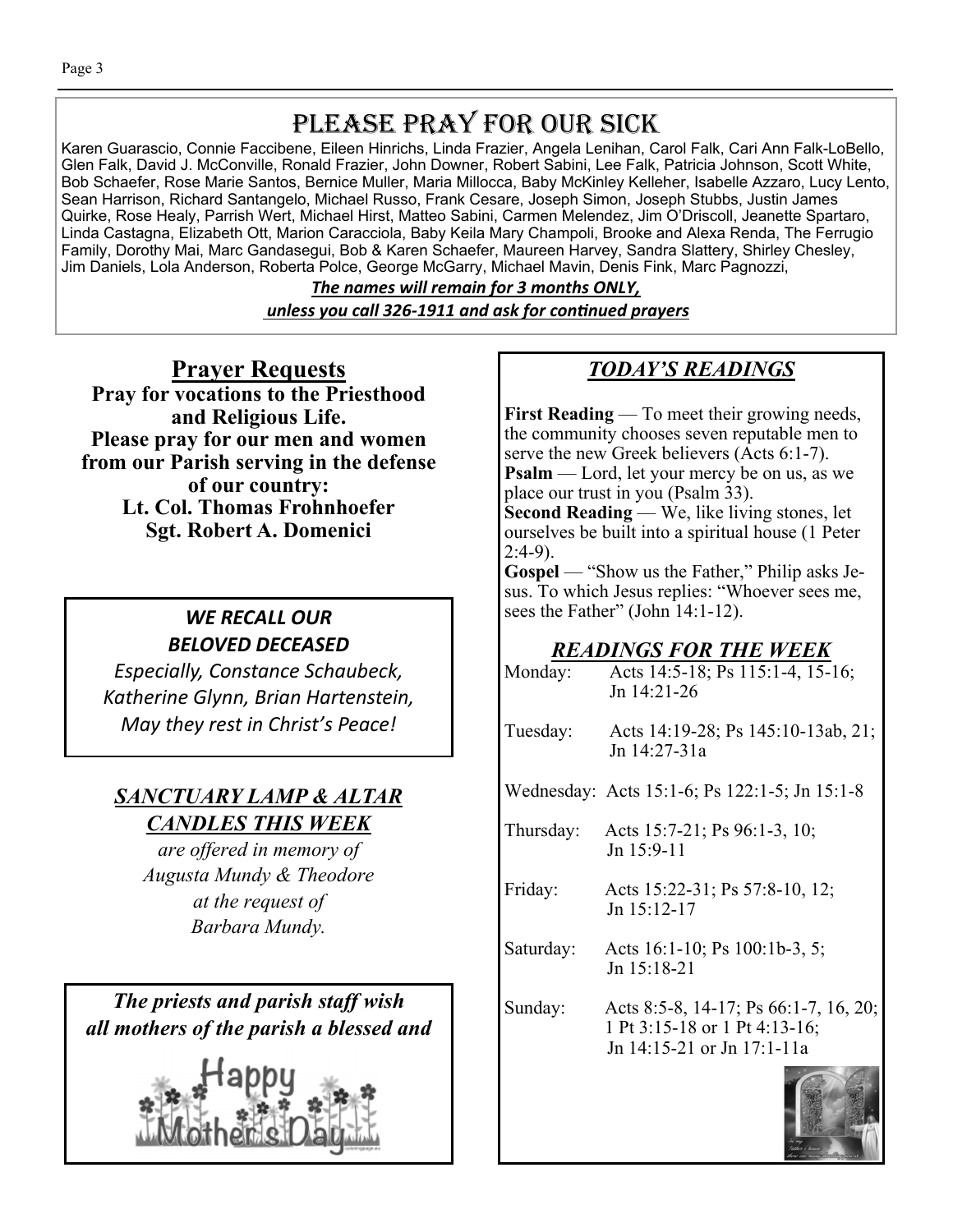# PLEASE PRAY FOR OUR SICK

Karen Guarascio, Connie Faccibene, Eileen Hinrichs, Linda Frazier, Angela Lenihan, Carol Falk, Cari Ann Falk-LoBello, Glen Falk, David J. McConville, Ronald Frazier, John Downer, Robert Sabini, Lee Falk, Patricia Johnson, Scott White, Bob Schaefer, Rose Marie Santos, Bernice Muller, Maria Millocca, Baby McKinley Kelleher, Isabelle Azzaro, Lucy Lento, Sean Harrison, Richard Santangelo, Michael Russo, Frank Cesare, Joseph Simon, Joseph Stubbs, Justin James Quirke, Rose Healy, Parrish Wert, Michael Hirst, Matteo Sabini, Carmen Melendez, Jim O'Driscoll, Jeanette Spartaro, Linda Castagna, Elizabeth Ott, Marion Caracciola, Baby Keila Mary Champoli, Brooke and Alexa Renda, The Ferrugio Family, Dorothy Mai, Marc Gandasegui, Bob & Karen Schaefer, Maureen Harvey, Sandra Slattery, Shirley Chesley, Jim Daniels, Lola Anderson, Roberta Polce, George McGarry, Michael Mavin, Denis Fink, Marc Pagnozzi,

***The names will remain for 3 months ONLY,***
***unless you call 326-1911 and ask for continued prayers***

## Prayer Requests

**Pray for vocations to the Priesthood and Religious Life.**
**Please pray for our men and women from our Parish serving in the defense of our country:**
**Lt. Col. Thomas Frohnhoefer**
**Sgt. Robert A. Domenici**

***WE RECALL OUR BELOVED DECEASED***

*Especially, Constance Schaubeck, Katherine Glynn, Brian Hartenstein, May they rest in Christ's Peace!*

## *SANCTUARY LAMP & ALTAR CANDLES THIS WEEK*

*are offered in memory of Augusta Mundy & Theodore at the request of Barbara Mundy.*

***The priests and parish staff wish all mothers of the parish a blessed and***

Happy Mother's Day

## *TODAY'S READINGS*

**First Reading** — To meet their growing needs, the community chooses seven reputable men to serve the new Greek believers (Acts 6:1-7).
**Psalm** — Lord, let your mercy be on us, as we place our trust in you (Psalm 33).
**Second Reading** — We, like living stones, let ourselves be built into a spiritual house (1 Peter 2:4-9).
**Gospel** — "Show us the Father," Philip asks Jesus. To which Jesus replies: "Whoever sees me, sees the Father" (John 14:1-12).

## *READINGS FOR THE WEEK*

Monday: Acts 14:5-18; Ps 115:1-4, 15-16; Jn 14:21-26

Tuesday: Acts 14:19-28; Ps 145:10-13ab, 21; Jn 14:27-31a

Wednesday: Acts 15:1-6; Ps 122:1-5; Jn 15:1-8

Thursday: Acts 15:7-21; Ps 96:1-3, 10; Jn 15:9-11

Friday: Acts 15:22-31; Ps 57:8-10, 12; Jn 15:12-17

Saturday: Acts 16:1-10; Ps 100:1b-3, 5; Jn 15:18-21

Sunday: Acts 8:5-8, 14-17; Ps 66:1-7, 16, 20; 1 Pt 3:15-18 or 1 Pt 4:13-16; Jn 14:15-21 or Jn 17:1-11a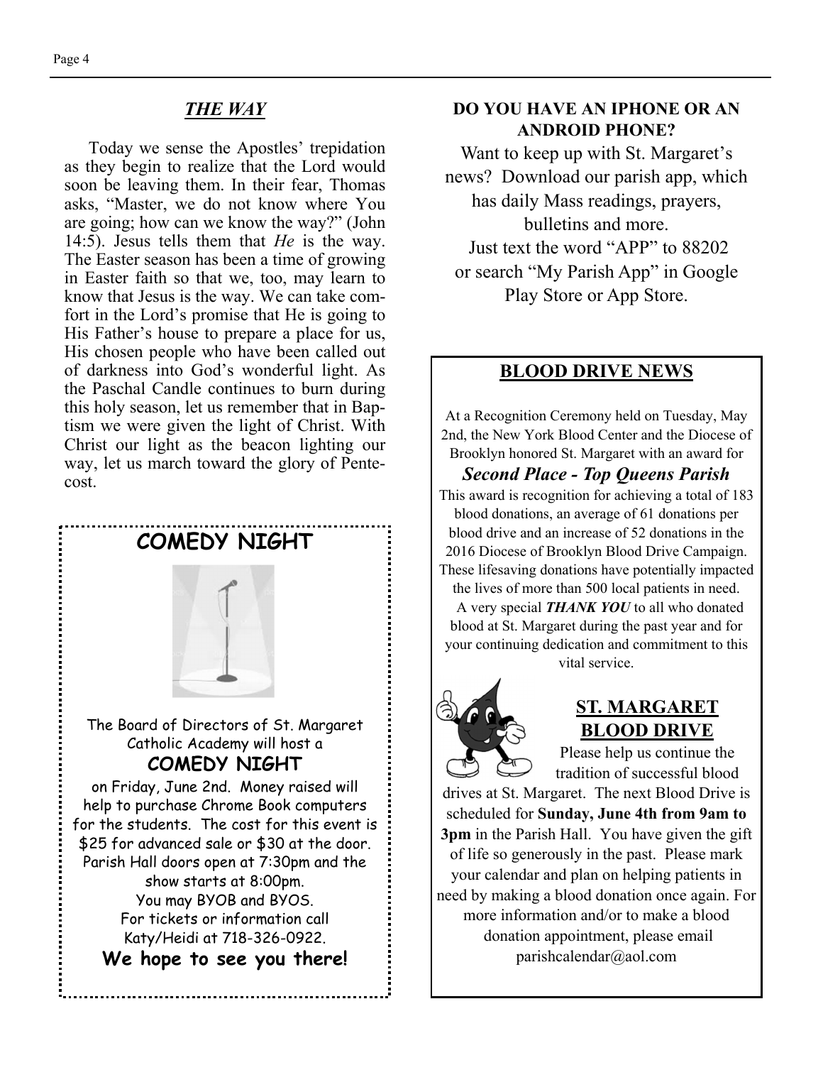## *THE WAY*

Today we sense the Apostles' trepidation as they begin to realize that the Lord would soon be leaving them. In their fear, Thomas asks, "Master, we do not know where You are going; how can we know the way?" (John 14:5). Jesus tells them that *He* is the way. The Easter season has been a time of growing in Easter faith so that we, too, may learn to know that Jesus is the way. We can take comfort in the Lord's promise that He is going to His Father's house to prepare a place for us, His chosen people who have been called out of darkness into God's wonderful light. As the Paschal Candle continues to burn during this holy season, let us remember that in Baptism we were given the light of Christ. With Christ our light as the beacon lighting our way, let us march toward the glory of Pentecost.

## COMEDY NIGHT

The Board of Directors of St. Margaret Catholic Academy will host a

**COMEDY NIGHT**

on Friday, June 2nd. Money raised will help to purchase Chrome Book computers for the students. The cost for this event is $25 for advanced sale or $30 at the door. Parish Hall doors open at 7:30pm and the show starts at 8:00pm. You may BYOB and BYOS. For tickets or information call Katy/Heidi at 718-326-0922.

**We hope to see you there!**

**DO YOU HAVE AN IPHONE OR AN ANDROID PHONE?**

Want to keep up with St. Margaret's news? Download our parish app, which has daily Mass readings, prayers, bulletins and more. Just text the word "APP" to 88202 or search "My Parish App" in Google Play Store or App Store.

## BLOOD DRIVE NEWS

At a Recognition Ceremony held on Tuesday, May 2nd, the New York Blood Center and the Diocese of Brooklyn honored St. Margaret with an award for

***Second Place - Top Queens Parish***

This award is recognition for achieving a total of 183 blood donations, an average of 61 donations per blood drive and an increase of 52 donations in the 2016 Diocese of Brooklyn Blood Drive Campaign. These lifesaving donations have potentially impacted the lives of more than 500 local patients in need.

A very special ***THANK YOU*** to all who donated blood at St. Margaret during the past year and for your continuing dedication and commitment to this vital service.

## ST. MARGARET BLOOD DRIVE

Please help us continue the tradition of successful blood drives at St. Margaret. The next Blood Drive is scheduled for **Sunday, June 4th from 9am to 3pm** in the Parish Hall. You have given the gift of life so generously in the past. Please mark your calendar and plan on helping patients in need by making a blood donation once again. For more information and/or to make a blood donation appointment, please email parishcalendar@aol.com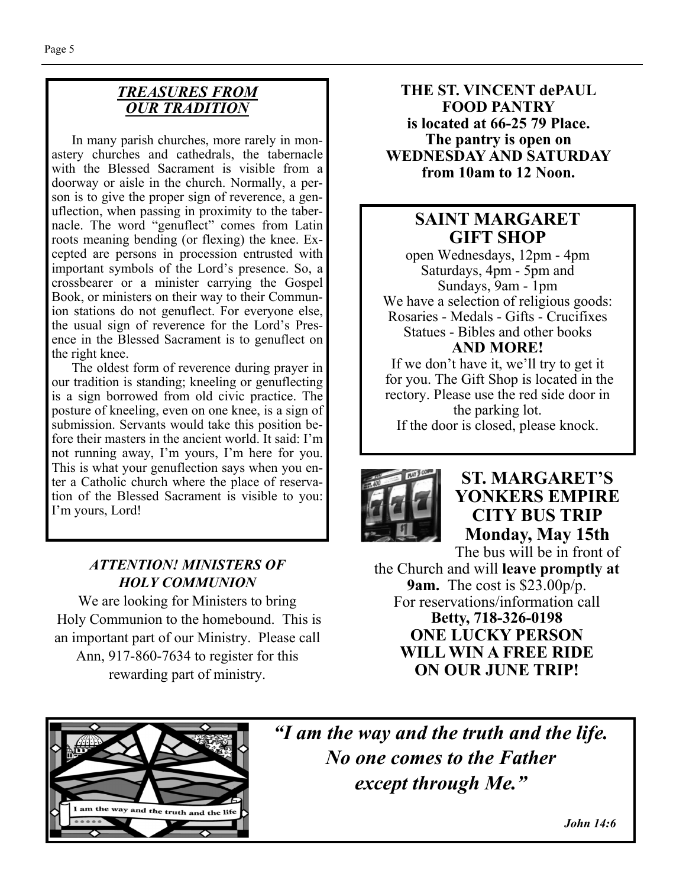## *TREASURES FROM OUR TRADITION*

In many parish churches, more rarely in monastery churches and cathedrals, the tabernacle with the Blessed Sacrament is visible from a doorway or aisle in the church. Normally, a person is to give the proper sign of reverence, a genuflection, when passing in proximity to the tabernacle. The word "genuflect" comes from Latin roots meaning bending (or flexing) the knee. Excepted are persons in procession entrusted with important symbols of the Lord's presence. So, a crossbearer or a minister carrying the Gospel Book, or ministers on their way to their Communion stations do not genuflect. For everyone else, the usual sign of reverence for the Lord's Presence in the Blessed Sacrament is to genuflect on the right knee.

The oldest form of reverence during prayer in our tradition is standing; kneeling or genuflecting is a sign borrowed from old civic practice. The posture of kneeling, even on one knee, is a sign of submission. Servants would take this position before their masters in the ancient world. It said: I'm not running away, I'm yours, I'm here for you. This is what your genuflection says when you enter a Catholic church where the place of reservation of the Blessed Sacrament is visible to you: I'm yours, Lord!

### *ATTENTION! MINISTERS OF HOLY COMMUNION*

We are looking for Ministers to bring Holy Communion to the homebound. This is an important part of our Ministry. Please call Ann, 917-860-7634 to register for this rewarding part of ministry.

**THE ST. VINCENT dePAUL FOOD PANTRY is located at 66-25 79 Place. The pantry is open on WEDNESDAY AND SATURDAY from 10am to 12 Noon.**

## SAINT MARGARET GIFT SHOP

open Wednesdays, 12pm - 4pm
Saturdays, 4pm - 5pm and
Sundays, 9am - 1pm
We have a selection of religious goods:
Rosaries - Medals - Gifts - Crucifixes
Statues - Bibles and other books
**AND MORE!**
If we don't have it, we'll try to get it for you. The Gift Shop is located in the rectory. Please use the red side door in the parking lot.
If the door is closed, please knock.

## ST. MARGARET'S YONKERS EMPIRE CITY BUS TRIP Monday, May 15th

The bus will be in front of the Church and will **leave promptly at 9am.** The cost is $23.00p/p.
For reservations/information call
**Betty, 718-326-0198**
**ONE LUCKY PERSON WILL WIN A FREE RIDE ON OUR JUNE TRIP!**

***"I am the way and the truth and the life. No one comes to the Father except through Me."***

***John 14:6***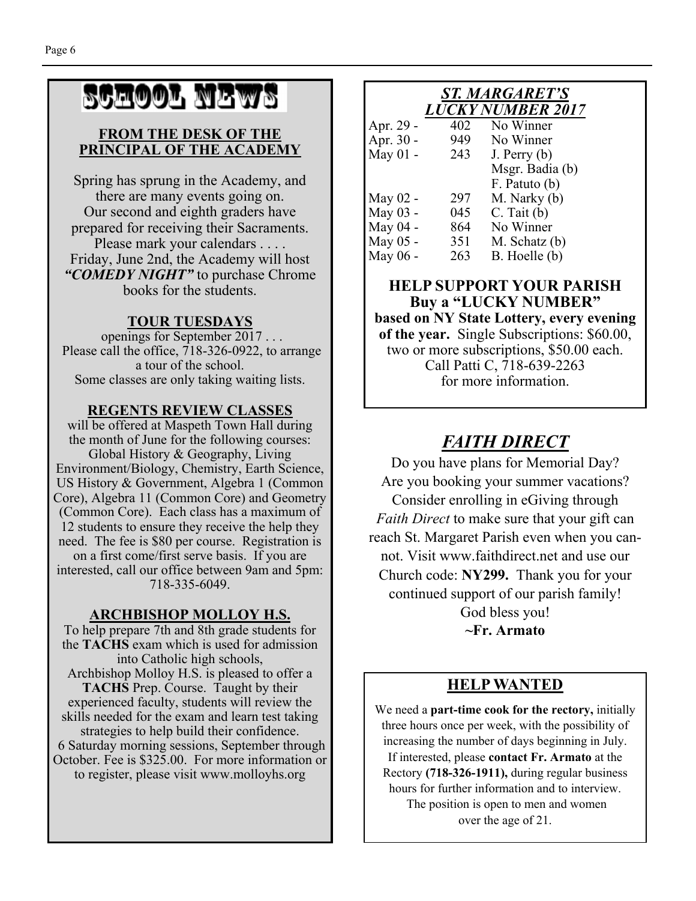# SCHOOL NEWS

## FROM THE DESK OF THE PRINCIPAL OF THE ACADEMY

Spring has sprung in the Academy, and there are many events going on. Our second and eighth graders have prepared for receiving their Sacraments. Please mark your calendars . . . . Friday, June 2nd, the Academy will host ***"COMEDY NIGHT"*** to purchase Chrome books for the students.

### TOUR TUESDAYS

openings for September 2017 . . . Please call the office, 718-326-0922, to arrange a tour of the school. Some classes are only taking waiting lists.

### REGENTS REVIEW CLASSES

will be offered at Maspeth Town Hall during the month of June for the following courses: Global History & Geography, Living Environment/Biology, Chemistry, Earth Science, US History & Government, Algebra 1 (Common Core), Algebra 11 (Common Core) and Geometry (Common Core). Each class has a maximum of 12 students to ensure they receive the help they need. The fee is $80 per course. Registration is on a first come/first serve basis. If you are interested, call our office between 9am and 5pm: 718-335-6049.

### ARCHBISHOP MOLLOY H.S.

To help prepare 7th and 8th grade students for the **TACHS** exam which is used for admission into Catholic high schools, Archbishop Molloy H.S. is pleased to offer a **TACHS** Prep. Course. Taught by their experienced faculty, students will review the skills needed for the exam and learn test taking strategies to help build their confidence. 6 Saturday morning sessions, September through October. Fee is $325.00. For more information or to register, please visit www.molloyhs.org

## *ST. MARGARET'S LUCKY NUMBER 2017*

| Date | Number | Winner |
|---|---|---|
| Apr. 29 - | 402 | No Winner |
| Apr. 30 - | 949 | No Winner |
| May 01 - | 243 | J. Perry (b) |
| | | Msgr. Badia (b) |
| | | F. Patuto (b) |
| May 02 - | 297 | M. Narky (b) |
| May 03 - | 045 | C. Tait (b) |
| May 04 - | 864 | No Winner |
| May 05 - | 351 | M. Schatz (b) |
| May 06 - | 263 | B. Hoelle (b) |

**HELP SUPPORT YOUR PARISH**
**Buy a "LUCKY NUMBER"**
**based on NY State Lottery, every evening of the year.** Single Subscriptions: $60.00, two or more subscriptions, $50.00 each. Call Patti C, 718-639-2263 for more information.

## *FAITH DIRECT*

Do you have plans for Memorial Day? Are you booking your summer vacations? Consider enrolling in eGiving through *Faith Direct* to make sure that your gift can reach St. Margaret Parish even when you cannot. Visit www.faithdirect.net and use our Church code: **NY299.** Thank you for your continued support of our parish family! God bless you!

**~Fr. Armato**

## HELP WANTED

We need a **part-time cook for the rectory,** initially three hours once per week, with the possibility of increasing the number of days beginning in July. If interested, please **contact Fr. Armato** at the Rectory **(718-326-1911),** during regular business hours for further information and to interview. The position is open to men and women over the age of 21.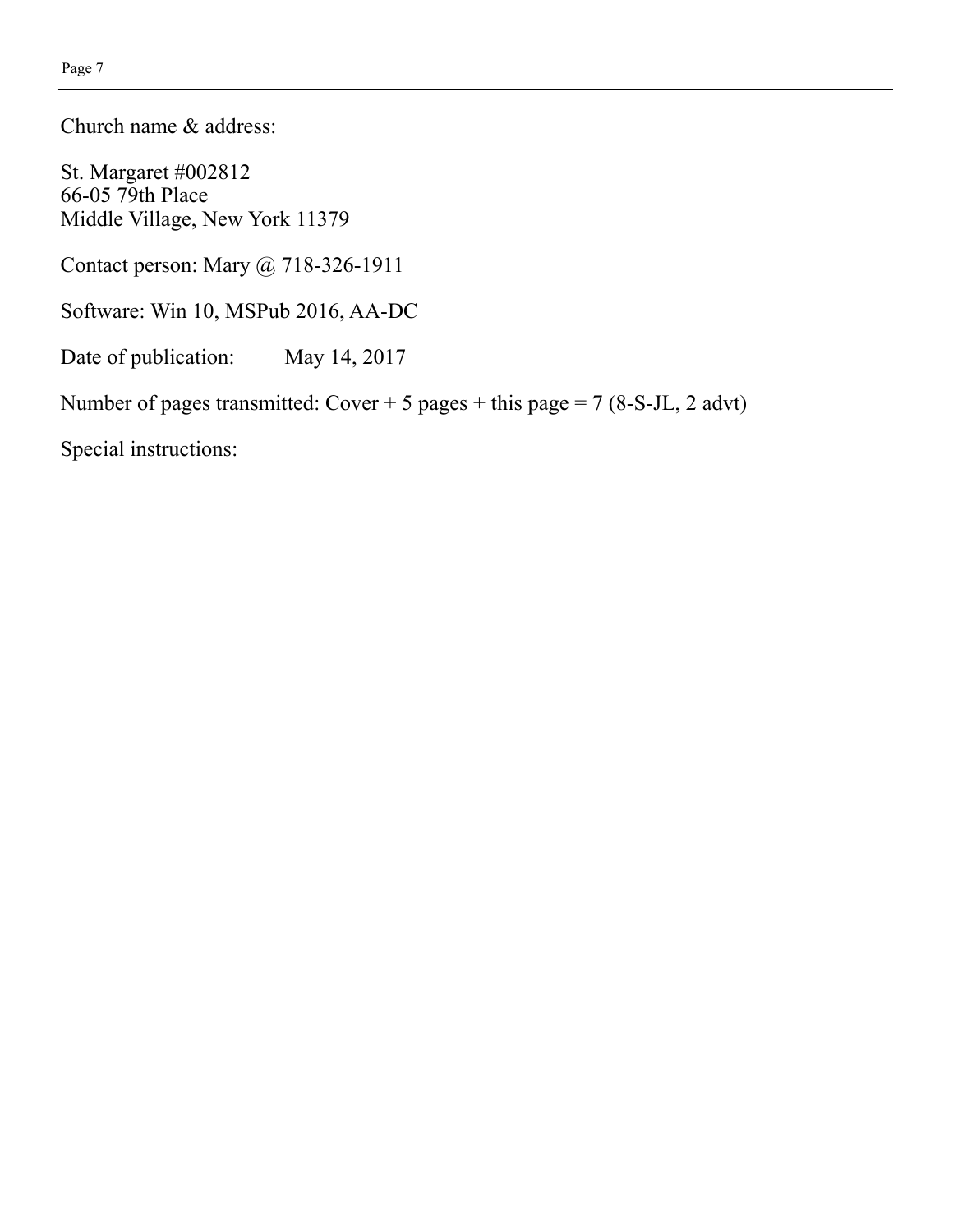Church name & address:

St. Margaret #002812
66-05 79th Place
Middle Village, New York 11379

Contact person: Mary @ 718-326-1911

Software: Win 10, MSPub 2016, AA-DC

Date of publication: May 14, 2017

Number of pages transmitted: Cover + 5 pages + this page = 7 (8-S-JL, 2 advt)

Special instructions: